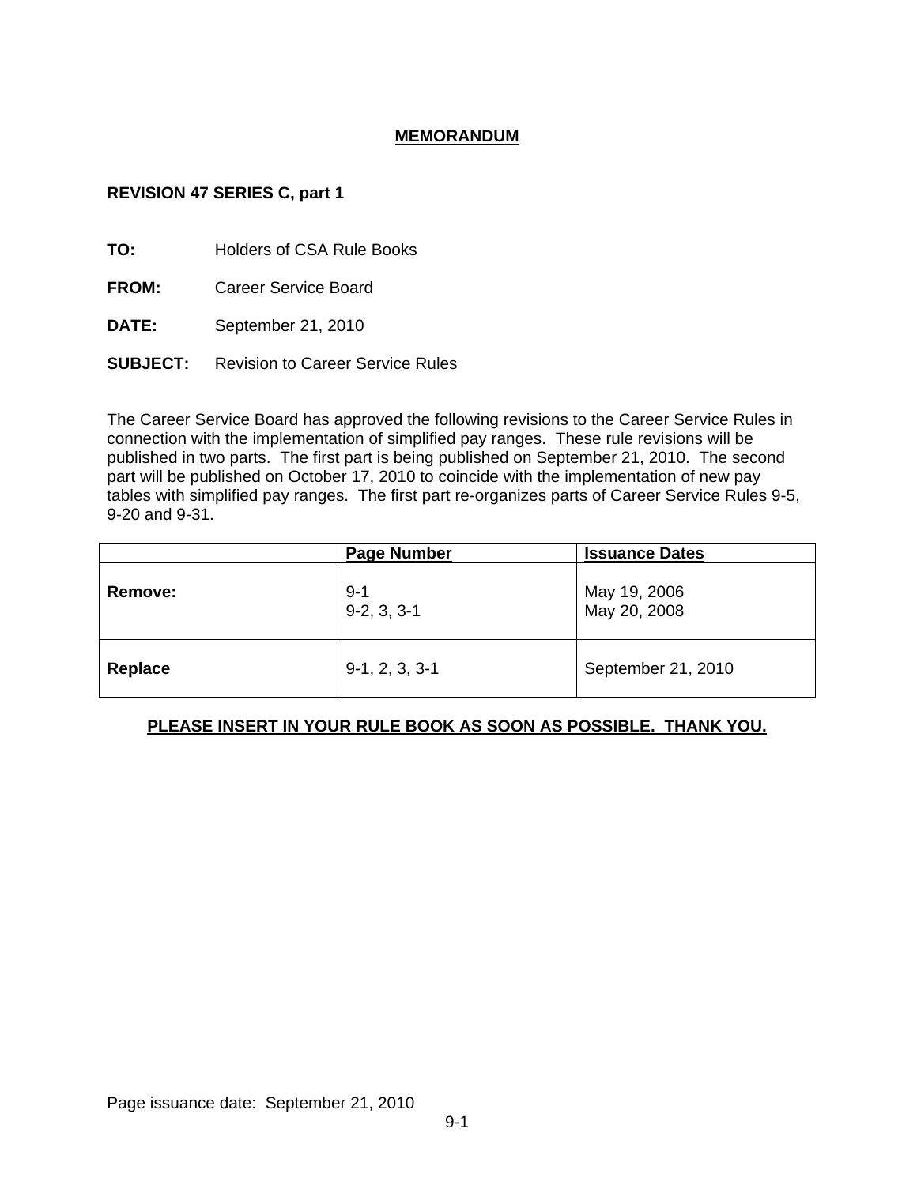# MEMORANDUM

**REVISION 47 SERIES C, part 1**

**TO:** Holders of CSA Rule Books

**FROM:** Career Service Board

**DATE:** September 21, 2010

**SUBJECT:** Revision to Career Service Rules

The Career Service Board has approved the following revisions to the Career Service Rules in connection with the implementation of simplified pay ranges. These rule revisions will be published in two parts. The first part is being published on September 21, 2010. The second part will be published on October 17, 2010 to coincide with the implementation of new pay tables with simplified pay ranges. The first part re-organizes parts of Career Service Rules 9-5, 9-20 and 9-31.

| | Page Number | Issuance Dates |
|---|---|---|
| **Remove:** | 9-1<br>9-2, 3, 3-1 | May 19, 2006<br>May 20, 2008 |
| **Replace** | 9-1, 2, 3, 3-1 | September 21, 2010 |

**PLEASE INSERT IN YOUR RULE BOOK AS SOON AS POSSIBLE. THANK YOU.**

Page issuance date: September 21, 2010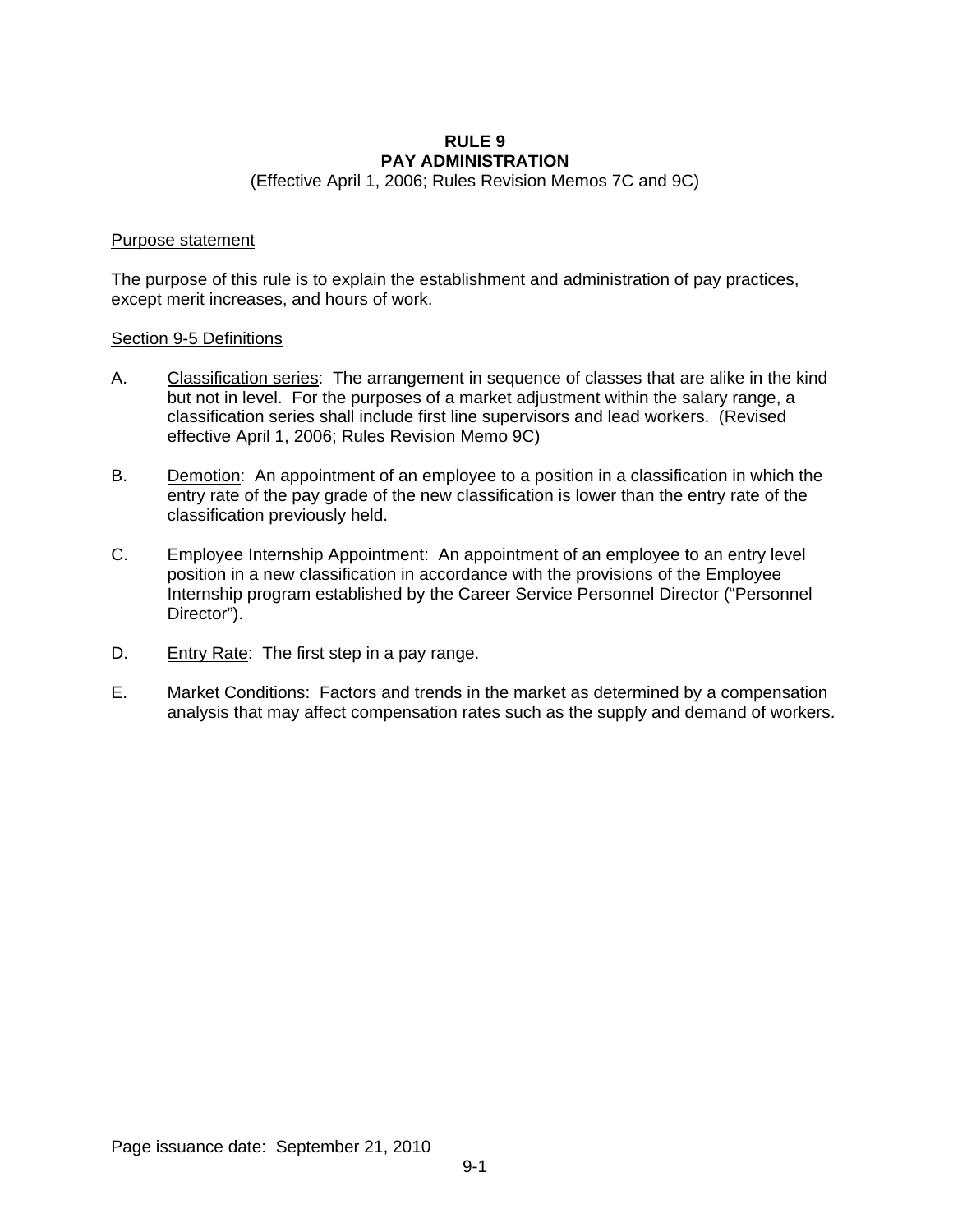# RULE 9
# PAY ADMINISTRATION

(Effective April 1, 2006; Rules Revision Memos 7C and 9C)

Purpose statement

The purpose of this rule is to explain the establishment and administration of pay practices, except merit increases, and hours of work.

Section 9-5 Definitions

A. Classification series: The arrangement in sequence of classes that are alike in the kind but not in level. For the purposes of a market adjustment within the salary range, a classification series shall include first line supervisors and lead workers. (Revised effective April 1, 2006; Rules Revision Memo 9C)

B. Demotion: An appointment of an employee to a position in a classification in which the entry rate of the pay grade of the new classification is lower than the entry rate of the classification previously held.

C. Employee Internship Appointment: An appointment of an employee to an entry level position in a new classification in accordance with the provisions of the Employee Internship program established by the Career Service Personnel Director ("Personnel Director").

D. Entry Rate: The first step in a pay range.

E. Market Conditions: Factors and trends in the market as determined by a compensation analysis that may affect compensation rates such as the supply and demand of workers.

Page issuance date: September 21, 2010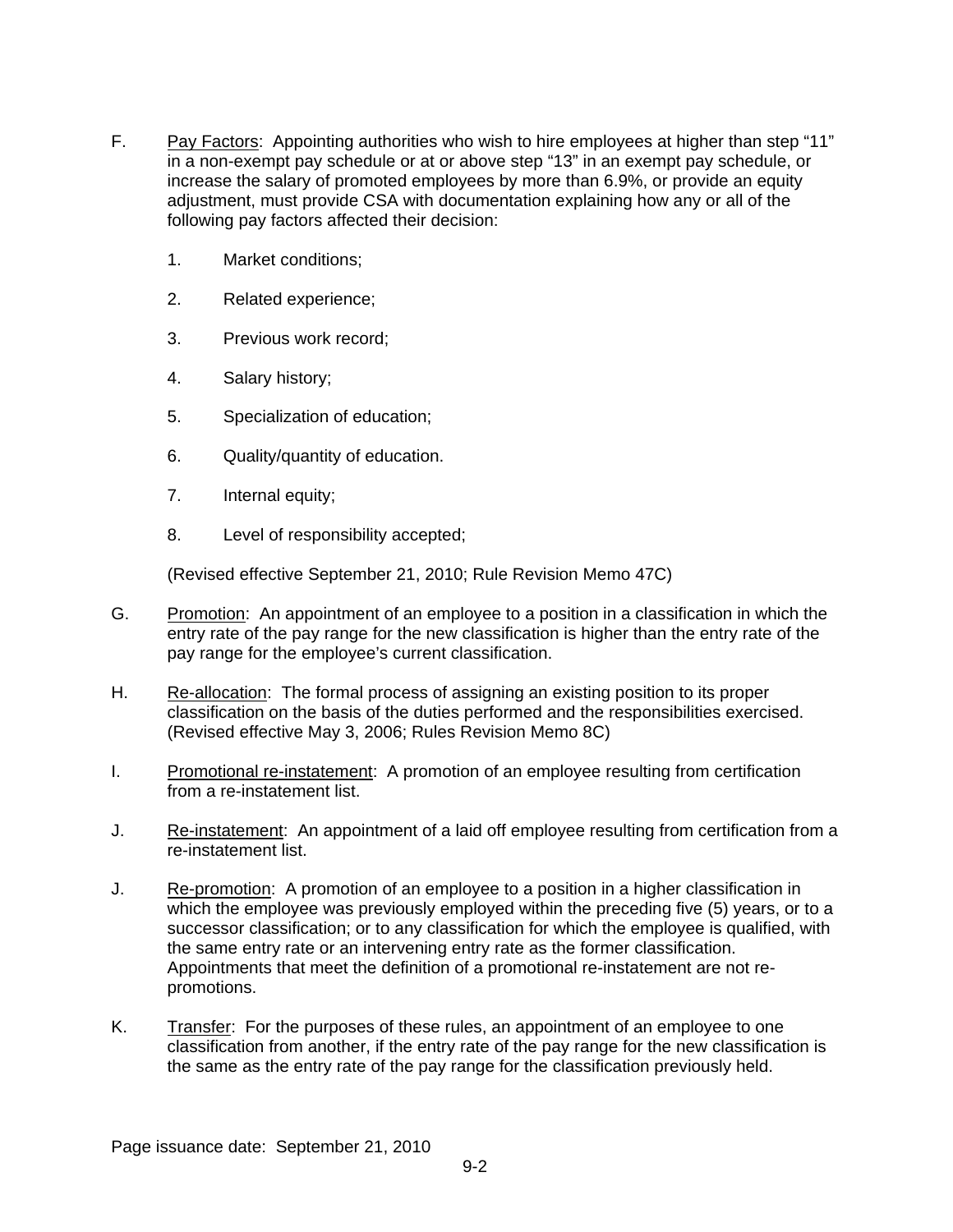F. Pay Factors: Appointing authorities who wish to hire employees at higher than step "11" in a non-exempt pay schedule or at or above step "13" in an exempt pay schedule, or increase the salary of promoted employees by more than 6.9%, or provide an equity adjustment, must provide CSA with documentation explaining how any or all of the following pay factors affected their decision:

1. Market conditions;

2. Related experience;

3. Previous work record;

4. Salary history;

5. Specialization of education;

6. Quality/quantity of education.

7. Internal equity;

8. Level of responsibility accepted;

(Revised effective September 21, 2010; Rule Revision Memo 47C)

G. Promotion: An appointment of an employee to a position in a classification in which the entry rate of the pay range for the new classification is higher than the entry rate of the pay range for the employee's current classification.

H. Re-allocation: The formal process of assigning an existing position to its proper classification on the basis of the duties performed and the responsibilities exercised. (Revised effective May 3, 2006; Rules Revision Memo 8C)

I. Promotional re-instatement: A promotion of an employee resulting from certification from a re-instatement list.

J. Re-instatement: An appointment of a laid off employee resulting from certification from a re-instatement list.

J. Re-promotion: A promotion of an employee to a position in a higher classification in which the employee was previously employed within the preceding five (5) years, or to a successor classification; or to any classification for which the employee is qualified, with the same entry rate or an intervening entry rate as the former classification. Appointments that meet the definition of a promotional re-instatement are not re-promotions.

K. Transfer: For the purposes of these rules, an appointment of an employee to one classification from another, if the entry rate of the pay range for the new classification is the same as the entry rate of the pay range for the classification previously held.

Page issuance date: September 21, 2010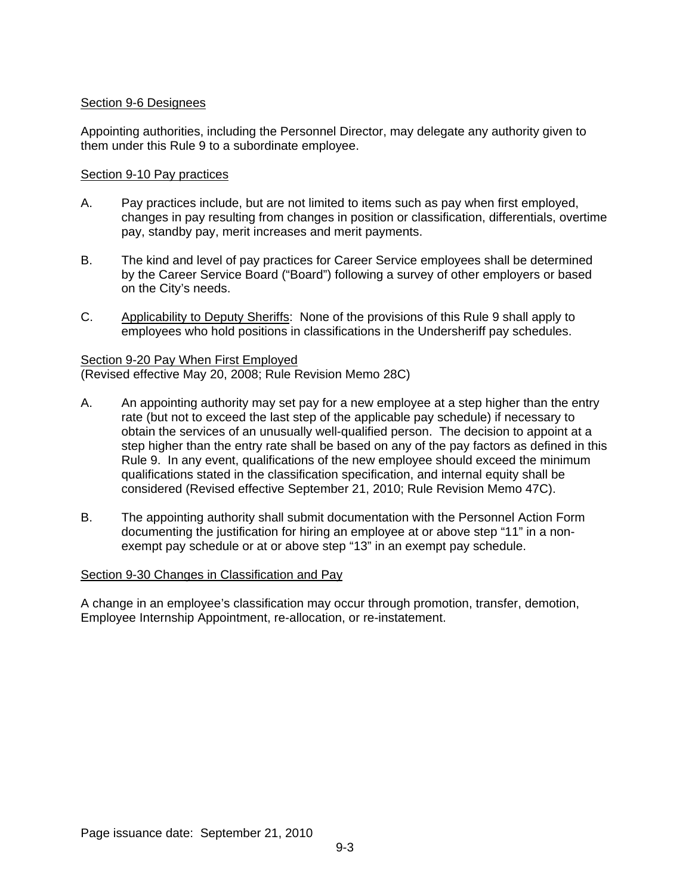## Section 9-6 Designees

Appointing authorities, including the Personnel Director, may delegate any authority given to them under this Rule 9 to a subordinate employee.

## Section 9-10 Pay practices

A. Pay practices include, but are not limited to items such as pay when first employed, changes in pay resulting from changes in position or classification, differentials, overtime pay, standby pay, merit increases and merit payments.

B. The kind and level of pay practices for Career Service employees shall be determined by the Career Service Board ("Board") following a survey of other employers or based on the City's needs.

C. Applicability to Deputy Sheriffs: None of the provisions of this Rule 9 shall apply to employees who hold positions in classifications in the Undersheriff pay schedules.

## Section 9-20 Pay When First Employed

(Revised effective May 20, 2008; Rule Revision Memo 28C)

A. An appointing authority may set pay for a new employee at a step higher than the entry rate (but not to exceed the last step of the applicable pay schedule) if necessary to obtain the services of an unusually well-qualified person. The decision to appoint at a step higher than the entry rate shall be based on any of the pay factors as defined in this Rule 9. In any event, qualifications of the new employee should exceed the minimum qualifications stated in the classification specification, and internal equity shall be considered (Revised effective September 21, 2010; Rule Revision Memo 47C).

B. The appointing authority shall submit documentation with the Personnel Action Form documenting the justification for hiring an employee at or above step "11" in a non-exempt pay schedule or at or above step "13" in an exempt pay schedule.

## Section 9-30 Changes in Classification and Pay

A change in an employee's classification may occur through promotion, transfer, demotion, Employee Internship Appointment, re-allocation, or re-instatement.

Page issuance date: September 21, 2010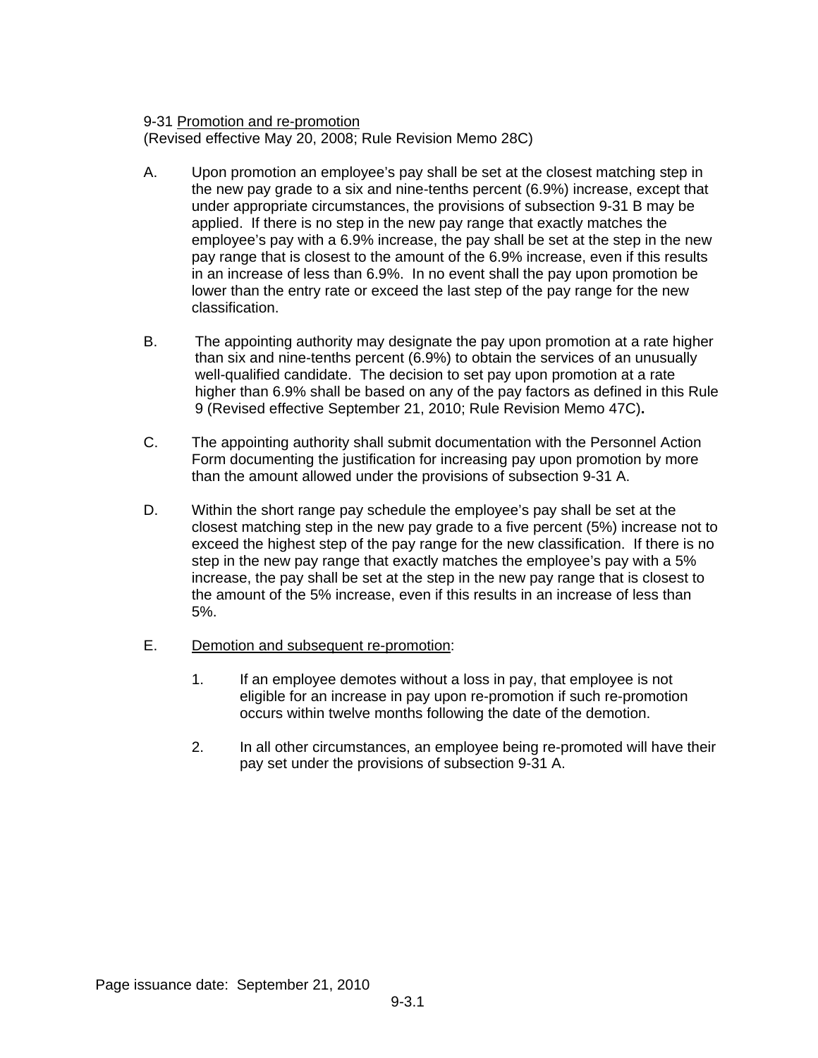9-31 <u>Promotion and re-promotion</u>
(Revised effective May 20, 2008; Rule Revision Memo 28C)

A. Upon promotion an employee's pay shall be set at the closest matching step in the new pay grade to a six and nine-tenths percent (6.9%) increase, except that under appropriate circumstances, the provisions of subsection 9-31 B may be applied. If there is no step in the new pay range that exactly matches the employee's pay with a 6.9% increase, the pay shall be set at the step in the new pay range that is closest to the amount of the 6.9% increase, even if this results in an increase of less than 6.9%. In no event shall the pay upon promotion be lower than the entry rate or exceed the last step of the pay range for the new classification.

B. The appointing authority may designate the pay upon promotion at a rate higher than six and nine-tenths percent (6.9%) to obtain the services of an unusually well-qualified candidate. The decision to set pay upon promotion at a rate higher than 6.9% shall be based on any of the pay factors as defined in this Rule 9 (Revised effective September 21, 2010; Rule Revision Memo 47C)**.**

C. The appointing authority shall submit documentation with the Personnel Action Form documenting the justification for increasing pay upon promotion by more than the amount allowed under the provisions of subsection 9-31 A.

D. Within the short range pay schedule the employee's pay shall be set at the closest matching step in the new pay grade to a five percent (5%) increase not to exceed the highest step of the pay range for the new classification. If there is no step in the new pay range that exactly matches the employee's pay with a 5% increase, the pay shall be set at the step in the new pay range that is closest to the amount of the 5% increase, even if this results in an increase of less than 5%.

E. <u>Demotion and subsequent re-promotion</u>:

   1. If an employee demotes without a loss in pay, that employee is not eligible for an increase in pay upon re-promotion if such re-promotion occurs within twelve months following the date of the demotion.

   2. In all other circumstances, an employee being re-promoted will have their pay set under the provisions of subsection 9-31 A.

Page issuance date: September 21, 2010